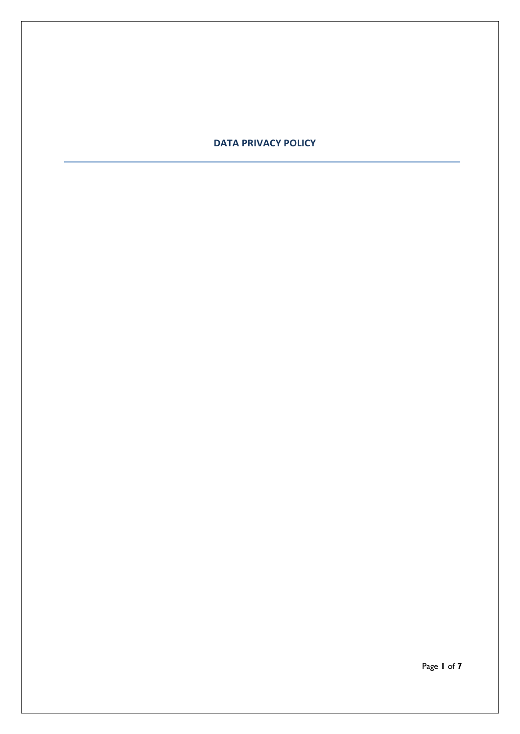# DATA PRIVACY POLICY

---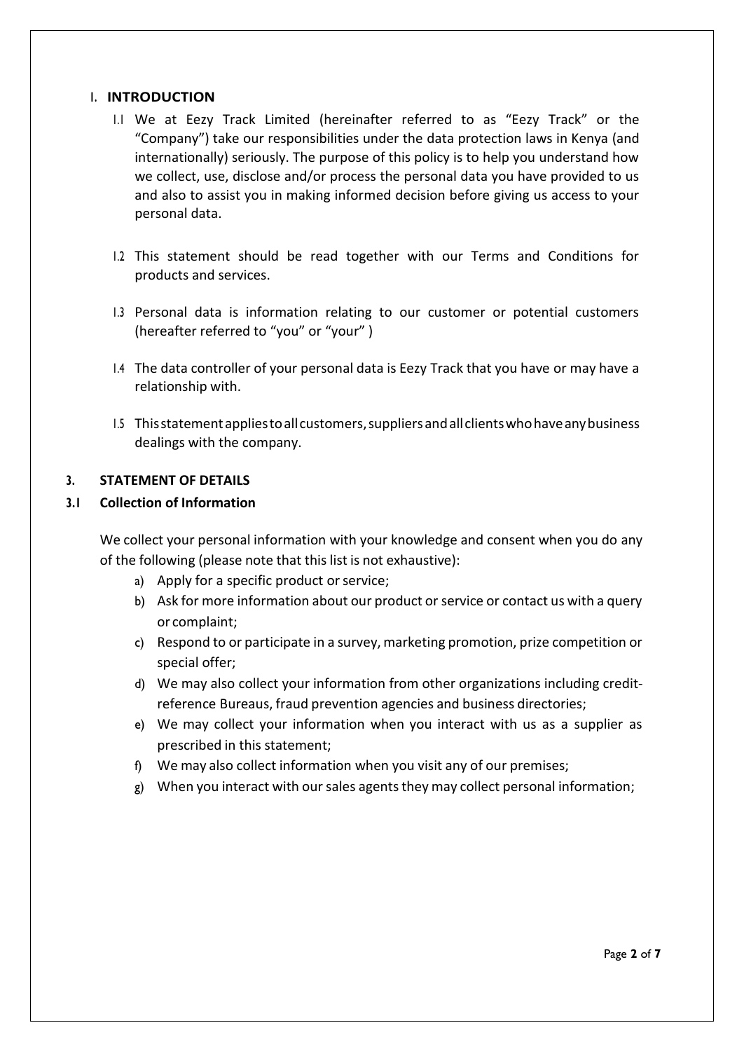## 1. INTRODUCTION

1.1 We at Eezy Track Limited (hereinafter referred to as "Eezy Track" or the "Company") take our responsibilities under the data protection laws in Kenya (and internationally) seriously. The purpose of this policy is to help you understand how we collect, use, disclose and/or process the personal data you have provided to us and also to assist you in making informed decision before giving us access to your personal data.

1.2 This statement should be read together with our Terms and Conditions for products and services.

1.3 Personal data is information relating to our customer or potential customers (hereafter referred to "you" or "your" )

1.4 The data controller of your personal data is Eezy Track that you have or may have a relationship with.

1.5 This statement applies to all customers, suppliers and all clients who have any business dealings with the company.

## 3. STATEMENT OF DETAILS

### 3.1 Collection of Information

We collect your personal information with your knowledge and consent when you do any of the following (please note that this list is not exhaustive):

a) Apply for a specific product or service;
b) Ask for more information about our product or service or contact us with a query or complaint;
c) Respond to or participate in a survey, marketing promotion, prize competition or special offer;
d) We may also collect your information from other organizations including credit-reference Bureaus, fraud prevention agencies and business directories;
e) We may collect your information when you interact with us as a supplier as prescribed in this statement;
f) We may also collect information when you visit any of our premises;
g) When you interact with our sales agents they may collect personal information;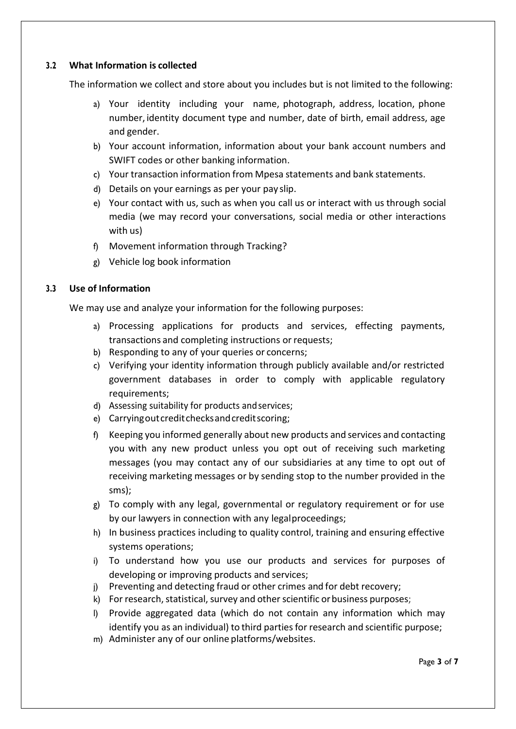### 3.2 What Information is collected

The information we collect and store about you includes but is not limited to the following:

a) Your identity including your name, photograph, address, location, phone number, identity document type and number, date of birth, email address, age and gender.
b) Your account information, information about your bank account numbers and SWIFT codes or other banking information.
c) Your transaction information from Mpesa statements and bank statements.
d) Details on your earnings as per your pay slip.
e) Your contact with us, such as when you call us or interact with us through social media (we may record your conversations, social media or other interactions with us)
f) Movement information through Tracking?
g) Vehicle log book information

### 3.3 Use of Information

We may use and analyze your information for the following purposes:

a) Processing applications for products and services, effecting payments, transactions and completing instructions or requests;
b) Responding to any of your queries or concerns;
c) Verifying your identity information through publicly available and/or restricted government databases in order to comply with applicable regulatory requirements;
d) Assessing suitability for products and services;
e) Carrying out credit checks and credit scoring;
f) Keeping you informed generally about new products and services and contacting you with any new product unless you opt out of receiving such marketing messages (you may contact any of our subsidiaries at any time to opt out of receiving marketing messages or by sending stop to the number provided in the sms);
g) To comply with any legal, governmental or regulatory requirement or for use by our lawyers in connection with any legal proceedings;
h) In business practices including to quality control, training and ensuring effective systems operations;
i) To understand how you use our products and services for purposes of developing or improving products and services;
j) Preventing and detecting fraud or other crimes and for debt recovery;
k) For research, statistical, survey and other scientific or business purposes;
l) Provide aggregated data (which do not contain any information which may identify you as an individual) to third parties for research and scientific purpose;
m) Administer any of our online platforms/websites.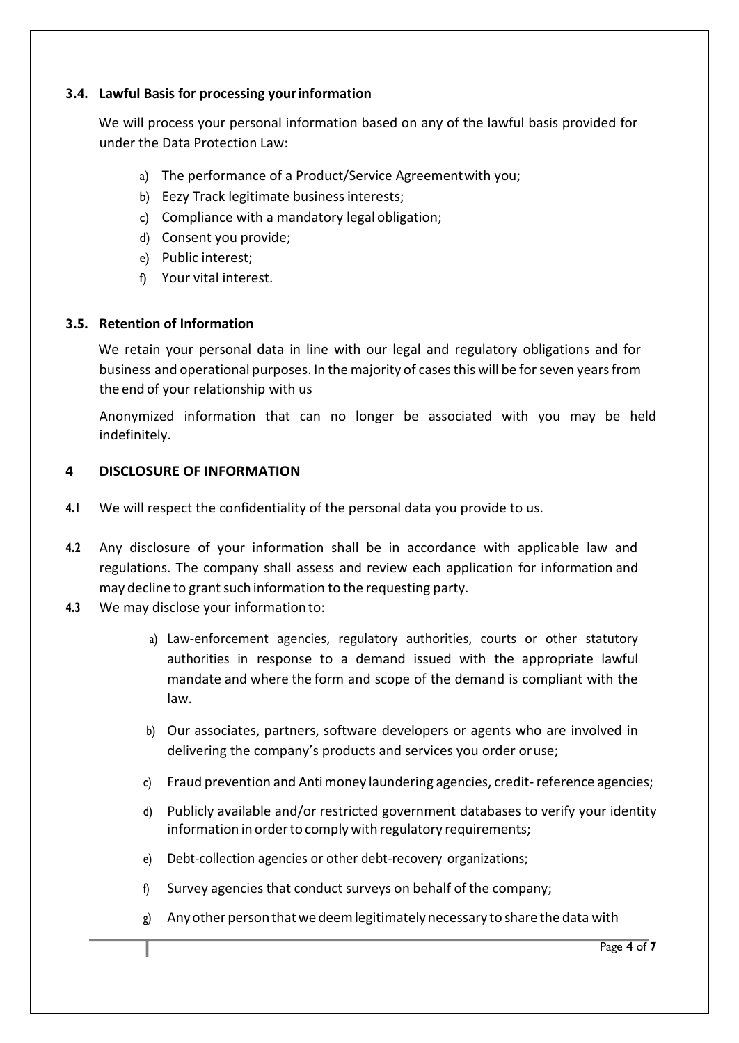### 3.4. Lawful Basis for processing your information

We will process your personal information based on any of the lawful basis provided for under the Data Protection Law:

a) The performance of a Product/Service Agreement with you;
b) Eezy Track legitimate business interests;
c) Compliance with a mandatory legal obligation;
d) Consent you provide;
e) Public interest;
f) Your vital interest.

### 3.5. Retention of Information

We retain your personal data in line with our legal and regulatory obligations and for business and operational purposes. In the majority of cases this will be for seven years from the end of your relationship with us

Anonymized information that can no longer be associated with you may be held indefinitely.

## 4 DISCLOSURE OF INFORMATION

**4.1** We will respect the confidentiality of the personal data you provide to us.

**4.2** Any disclosure of your information shall be in accordance with applicable law and regulations. The company shall assess and review each application for information and may decline to grant such information to the requesting party.

**4.3** We may disclose your information to:

a) Law-enforcement agencies, regulatory authorities, courts or other statutory authorities in response to a demand issued with the appropriate lawful mandate and where the form and scope of the demand is compliant with the law.

b) Our associates, partners, software developers or agents who are involved in delivering the company's products and services you order or use;

c) Fraud prevention and Anti money laundering agencies, credit- reference agencies;

d) Publicly available and/or restricted government databases to verify your identity information in order to comply with regulatory requirements;

e) Debt-collection agencies or other debt-recovery organizations;

f) Survey agencies that conduct surveys on behalf of the company;

g) Any other person that we deem legitimately necessary to share the data with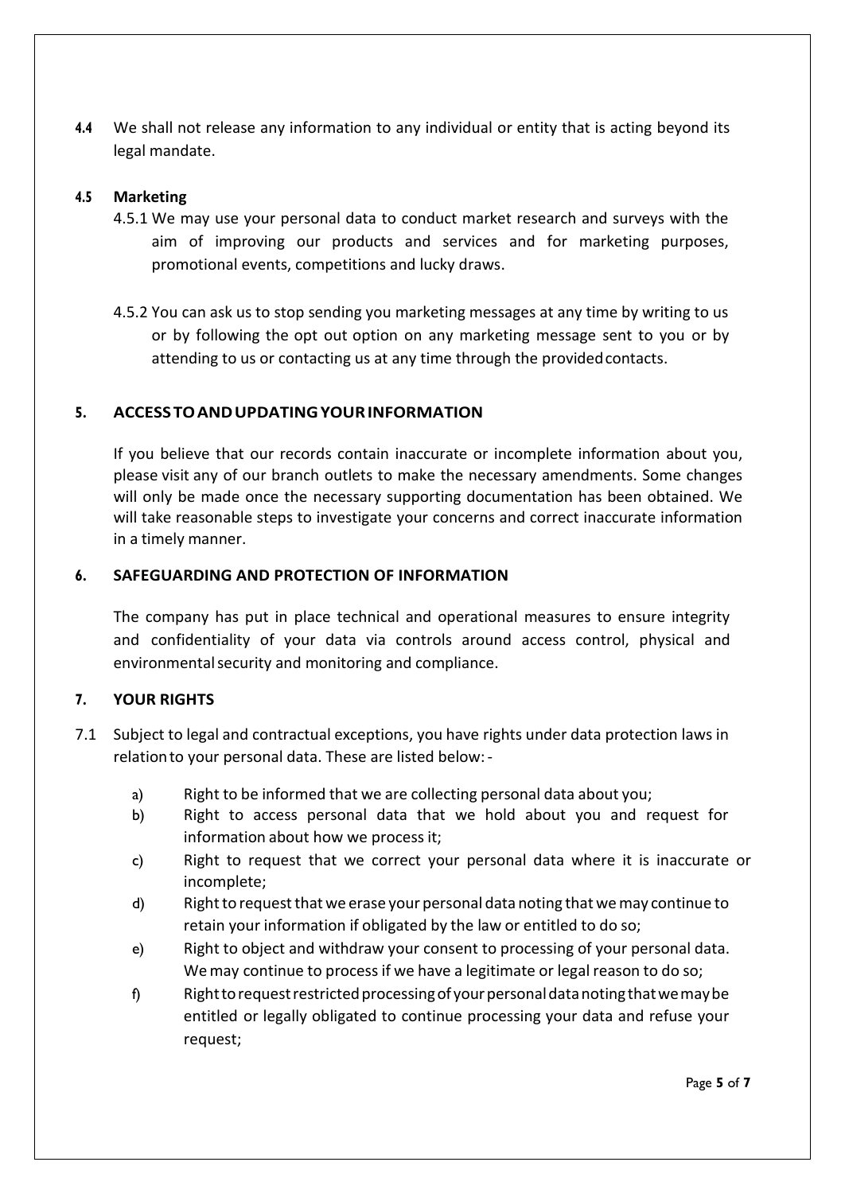**4.4** We shall not release any information to any individual or entity that is acting beyond its legal mandate.

**4.5 Marketing**

4.5.1 We may use your personal data to conduct market research and surveys with the aim of improving our products and services and for marketing purposes, promotional events, competitions and lucky draws.

4.5.2 You can ask us to stop sending you marketing messages at any time by writing to us or by following the opt out option on any marketing message sent to you or by attending to us or contacting us at any time through the provided contacts.

## 5. ACCESS TO AND UPDATING YOUR INFORMATION

If you believe that our records contain inaccurate or incomplete information about you, please visit any of our branch outlets to make the necessary amendments. Some changes will only be made once the necessary supporting documentation has been obtained. We will take reasonable steps to investigate your concerns and correct inaccurate information in a timely manner.

## 6. SAFEGUARDING AND PROTECTION OF INFORMATION

The company has put in place technical and operational measures to ensure integrity and confidentiality of your data via controls around access control, physical and environmental security and monitoring and compliance.

## 7. YOUR RIGHTS

7.1 Subject to legal and contractual exceptions, you have rights under data protection laws in relation to your personal data. These are listed below: -

a) Right to be informed that we are collecting personal data about you;

b) Right to access personal data that we hold about you and request for information about how we process it;

c) Right to request that we correct your personal data where it is inaccurate or incomplete;

d) Right to request that we erase your personal data noting that we may continue to retain your information if obligated by the law or entitled to do so;

e) Right to object and withdraw your consent to processing of your personal data. We may continue to process if we have a legitimate or legal reason to do so;

f) Right to request restricted processing of your personal data noting that we may be entitled or legally obligated to continue processing your data and refuse your request;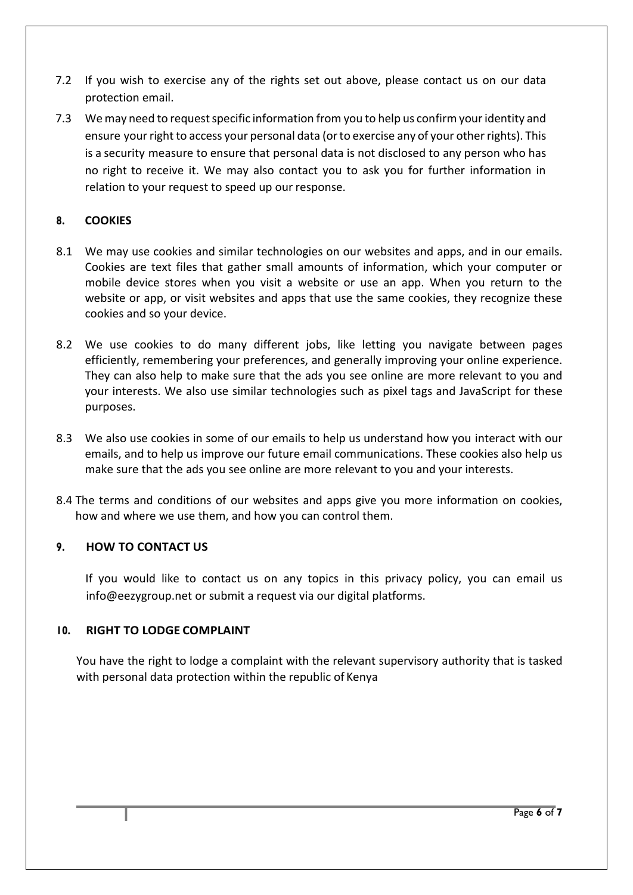7.2 If you wish to exercise any of the rights set out above, please contact us on our data protection email.

7.3 We may need to request specific information from you to help us confirm your identity and ensure your right to access your personal data (or to exercise any of your other rights). This is a security measure to ensure that personal data is not disclosed to any person who has no right to receive it. We may also contact you to ask you for further information in relation to your request to speed up our response.

## 8. COOKIES

8.1 We may use cookies and similar technologies on our websites and apps, and in our emails. Cookies are text files that gather small amounts of information, which your computer or mobile device stores when you visit a website or use an app. When you return to the website or app, or visit websites and apps that use the same cookies, they recognize these cookies and so your device.

8.2 We use cookies to do many different jobs, like letting you navigate between pages efficiently, remembering your preferences, and generally improving your online experience. They can also help to make sure that the ads you see online are more relevant to you and your interests. We also use similar technologies such as pixel tags and JavaScript for these purposes.

8.3 We also use cookies in some of our emails to help us understand how you interact with our emails, and to help us improve our future email communications. These cookies also help us make sure that the ads you see online are more relevant to you and your interests.

8.4 The terms and conditions of our websites and apps give you more information on cookies, how and where we use them, and how you can control them.

## 9. HOW TO CONTACT US

If you would like to contact us on any topics in this privacy policy, you can email us info@eezygroup.net or submit a request via our digital platforms.

## 10. RIGHT TO LODGE COMPLAINT

You have the right to lodge a complaint with the relevant supervisory authority that is tasked with personal data protection within the republic of Kenya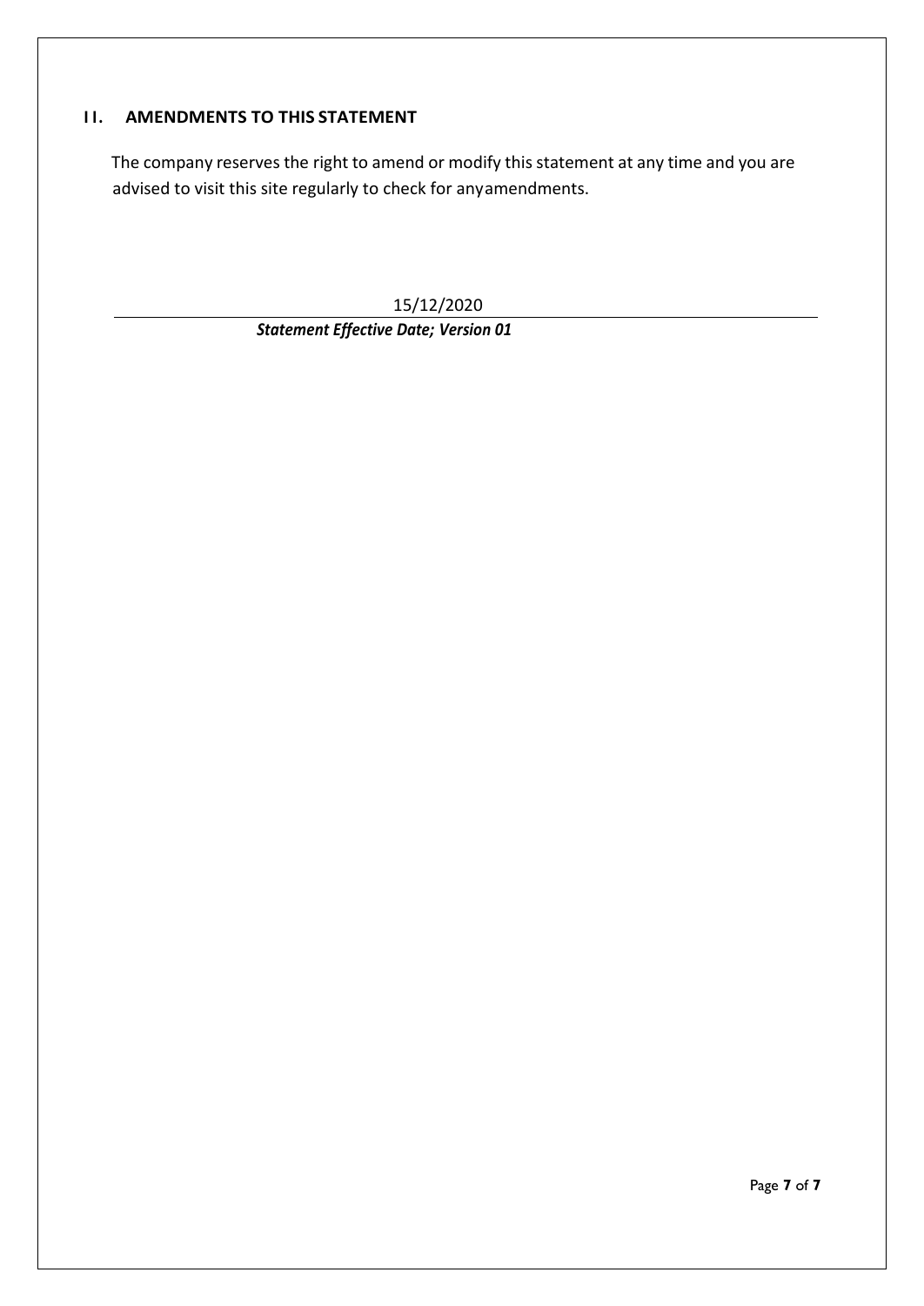## 11. AMENDMENTS TO THIS STATEMENT

The company reserves the right to amend or modify this statement at any time and you are advised to visit this site regularly to check for anyamendments.

15/12/2020

***Statement Effective Date; Version 01***